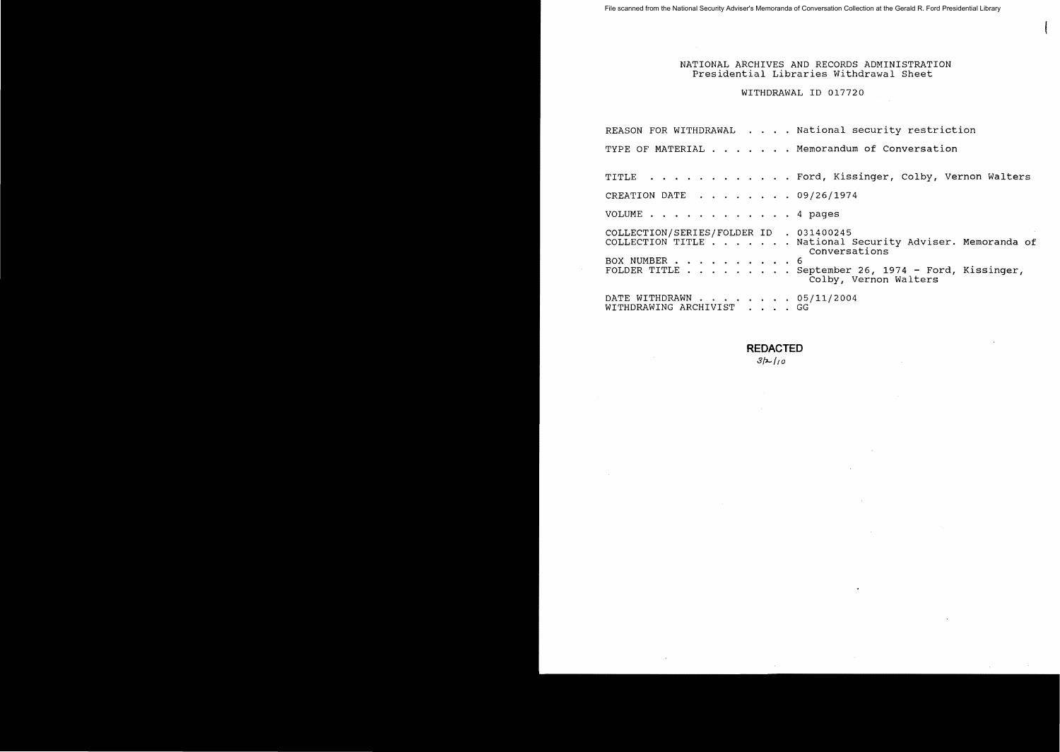File scanned from the National Security Adviser's Memoranda of Conversation Collection at the Gerald R. Ford Presidential Library

NATIONAL ARCHIVES AND RECORDS ADMINISTRATION
Presidential Libraries Withdrawal Sheet

WITHDRAWAL ID 017720

REASON FOR WITHDRAWAL . . . . National security restriction

TYPE OF MATERIAL . . . . . . . Memorandum of Conversation

TITLE . . . . . . . . . . . . Ford, Kissinger, Colby, Vernon Walters

CREATION DATE . . . . . . . . 09/26/1974

VOLUME . . . . . . . . . . . . 4 pages

COLLECTION/SERIES/FOLDER ID . 031400245
COLLECTION TITLE . . . . . . . National Security Adviser. Memoranda of Conversations
BOX NUMBER . . . . . . . . . . 6
FOLDER TITLE . . . . . . . . . September 26, 1974 - Ford, Kissinger, Colby, Vernon Walters

DATE WITHDRAWN . . . . . . . . 05/11/2004
WITHDRAWING ARCHIVIST . . . . GG

**REDACTED**
3/2/10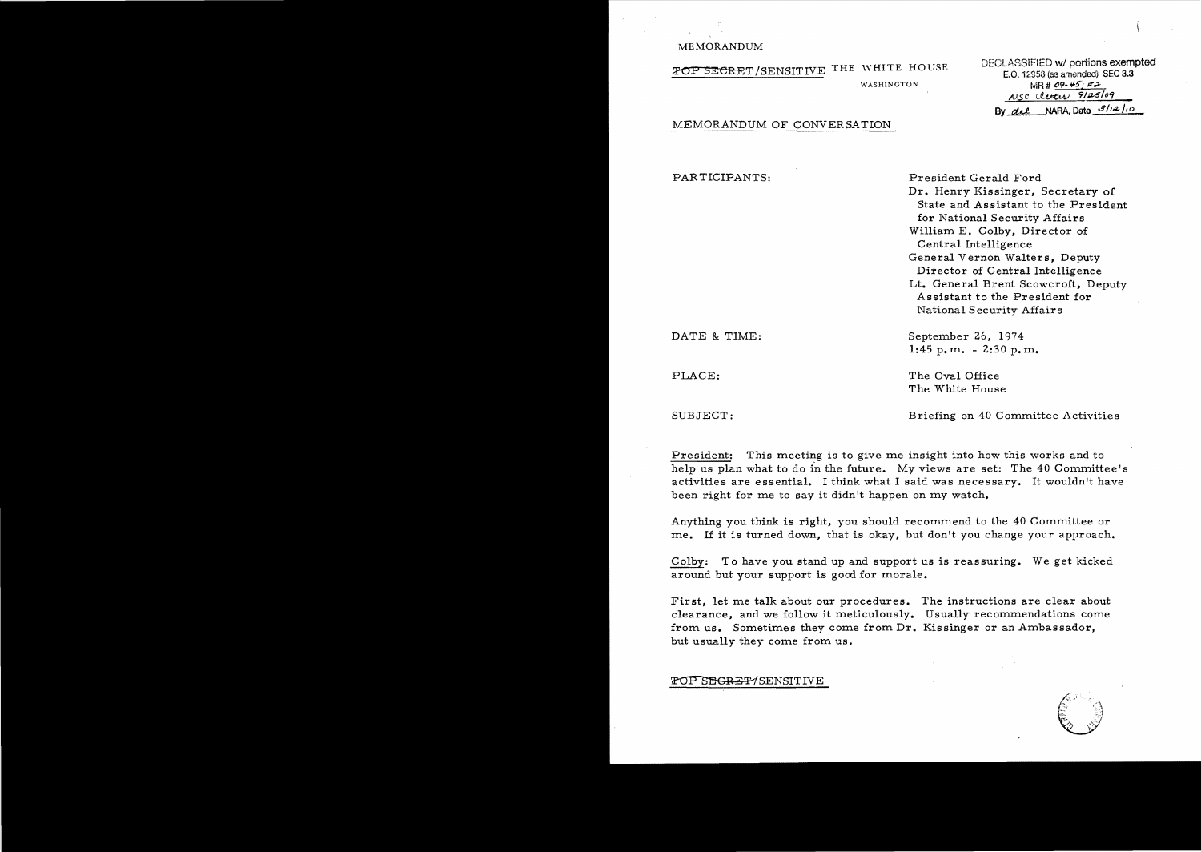MEMORANDUM

~~TOP SECRET~~/SENSITIVE THE WHITE HOUSE

WASHINGTON

DECLASSIFIED w/ portions exempted
E.O. 12958 (as amended) SEC 3.3
MR # 09-45, #2
NSC letter 9/25/09
By dal NARA, Date 8/12/10

MEMORANDUM OF CONVERSATION

PARTICIPANTS:

President Gerald Ford
Dr. Henry Kissinger, Secretary of State and Assistant to the President for National Security Affairs
William E. Colby, Director of Central Intelligence
General Vernon Walters, Deputy Director of Central Intelligence
Lt. General Brent Scowcroft, Deputy Assistant to the President for National Security Affairs

DATE & TIME:

September 26, 1974
1:45 p.m. - 2:30 p.m.

PLACE:

The Oval Office
The White House

SUBJECT:

Briefing on 40 Committee Activities

President: This meeting is to give me insight into how this works and to help us plan what to do in the future. My views are set: The 40 Committee's activities are essential. I think what I said was necessary. It wouldn't have been right for me to say it didn't happen on my watch.

Anything you think is right, you should recommend to the 40 Committee or me. If it is turned down, that is okay, but don't you change your approach.

Colby: To have you stand up and support us is reassuring. We get kicked around but your support is good for morale.

First, let me talk about our procedures. The instructions are clear about clearance, and we follow it meticulously. Usually recommendations come from us. Sometimes they come from Dr. Kissinger or an Ambassador, but usually they come from us.

~~TOP SECRET~~/SENSITIVE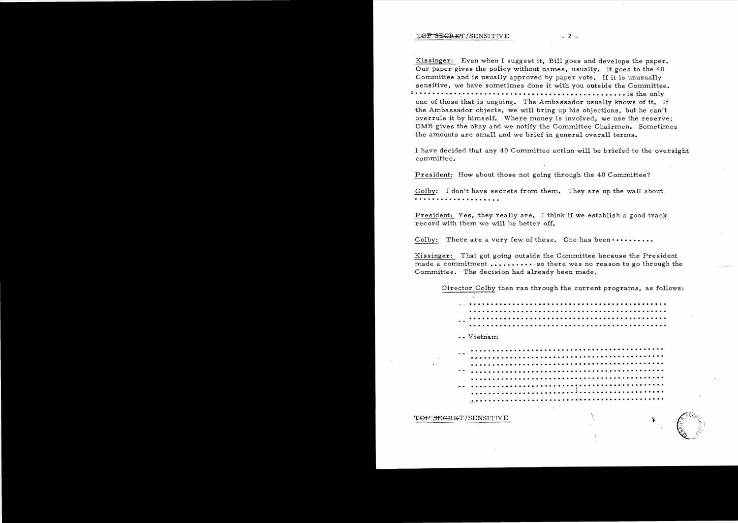Kissinger: Even when I suggest it, Bill goes and develops the paper. Our paper gives the policy without names, usually. It goes to the 40 Committee and is usually approved by paper vote. If it is unusually sensitive, we have sometimes done it with you outside the Committee. .............................................. is the only one of those that is ongoing. The Ambassador usually knows of it. If the Ambassador objects, we will bring up his objections, but he can't overrule it by himself. Where money is involved, we use the reserve; OMB gives the okay and we notify the Committee Chairmen. Sometimes the amounts are small and we brief in general overall terms.

I have decided that any 40 Committee action will be briefed to the oversight committee.

President: How about those not going through the 40 Committee?

Colby: I don't have secrets from them. They are up the wall about ...................

President: Yes, they really are. I think if we establish a good track record with them we will be better off.

Colby: There are a very few of these. One has been ..........

Kissinger: That got going outside the Committee because the President made a commitment .......... so there was no reason to go through the Committee. The decision had already been made.

Director Colby then ran through the current programs, as follows:

-- ..........................................
..........................................

-- ..........................................
..........................................

-- Vietnam

-- ..........................................
..........................................
..........................................

-- ..........................................
..........................................

-- ..........................................
..........................................
..........................................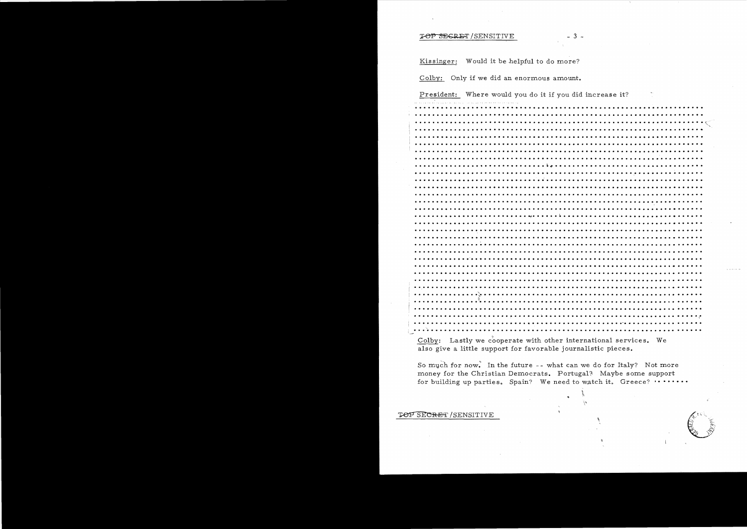Kissinger: Would it be helpful to do more?

Colby: Only if we did an enormous amount.

President: Where would you do it if you did increase it?

..............................................................
..............................................................
..............................................................
..............................................................
..............................................................
..............................................................
..............................................................
..............................................................
..............................................................
..............................................................
..............................................................
..............................................................
..............................................................
..............................................................
..............................................................
..............................................................
..............................................................
..............................................................
..............................................................
..............................................................
..............................................................
..............................................................
..............................................................
..............................................................

Colby: Lastly we cooperate with other international services. We also give a little support for favorable journalistic pieces.

So much for now. In the future -- what can we do for Italy? Not more money for the Christian Democrats. Portugal? Maybe some support for building up parties. Spain? We need to watch it. Greece? .......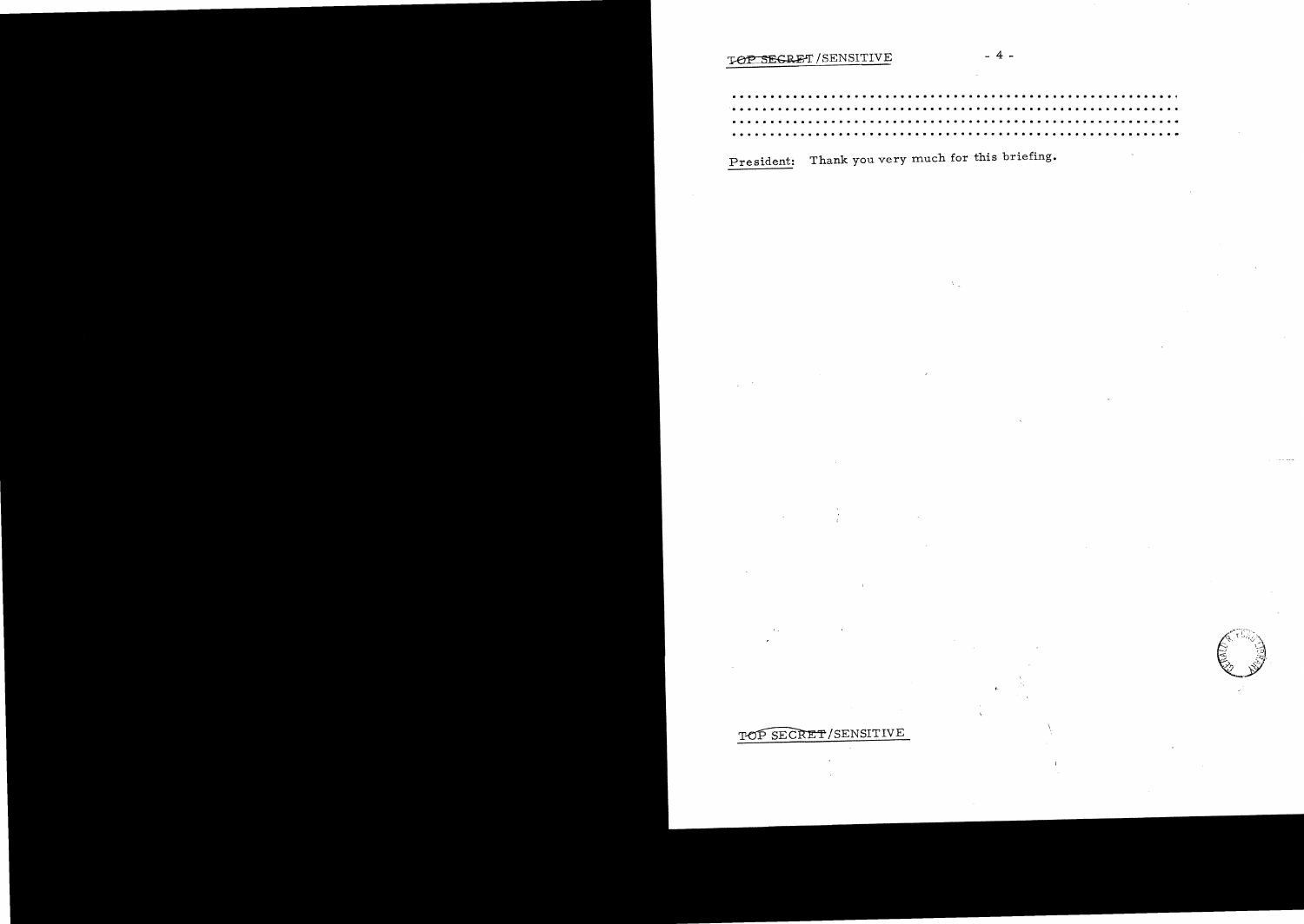...........................................................
...........................................................
...........................................................
...........................................................

<u>President</u>: Thank you very much for this briefing.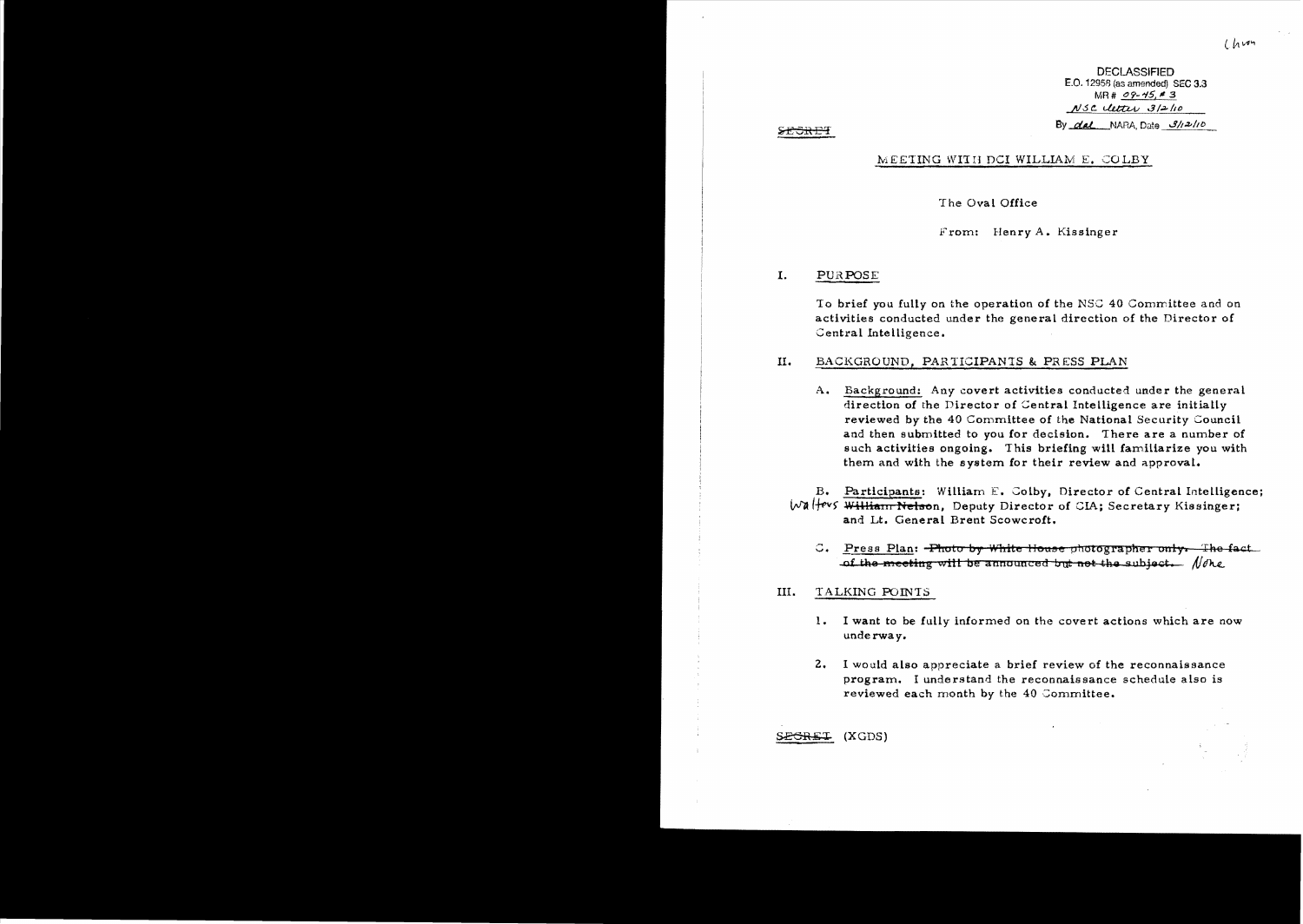DECLASSIFIED
E.O. 12958 (as amended) SEC 3.3
MR # 09-45, # 3
NSC letter 3/2/10
By dal NARA, Date 3/12/10

~~SECRET~~

MEETING WITH DCI WILLIAM E. COLBY

The Oval Office

From: Henry A. Kissinger

## I. PURPOSE

To brief you fully on the operation of the NSC 40 Committee and on activities conducted under the general direction of the Director of Central Intelligence.

## II. BACKGROUND, PARTICIPANTS & PRESS PLAN

A. Background: Any covert activities conducted under the general direction of the Director of Central Intelligence are initially reviewed by the 40 Committee of the National Security Council and then submitted to you for decision. There are a number of such activities ongoing. This briefing will familiarize you with them and with the system for their review and approval.

B. Participants: William E. Colby, Director of Central Intelligence; Walters ~~William Nelson~~, Deputy Director of CIA; Secretary Kissinger; and Lt. General Brent Scowcroft.

C. Press Plan: ~~Photo by White House photographer only. The fact of the meeting will be announced but not the subject.~~ None

## III. TALKING POINTS

1. I want to be fully informed on the covert actions which are now underway.

2. I would also appreciate a brief review of the reconnaissance program. I understand the reconnaissance schedule also is reviewed each month by the 40 Committee.

~~SECRET~~ (XGDS)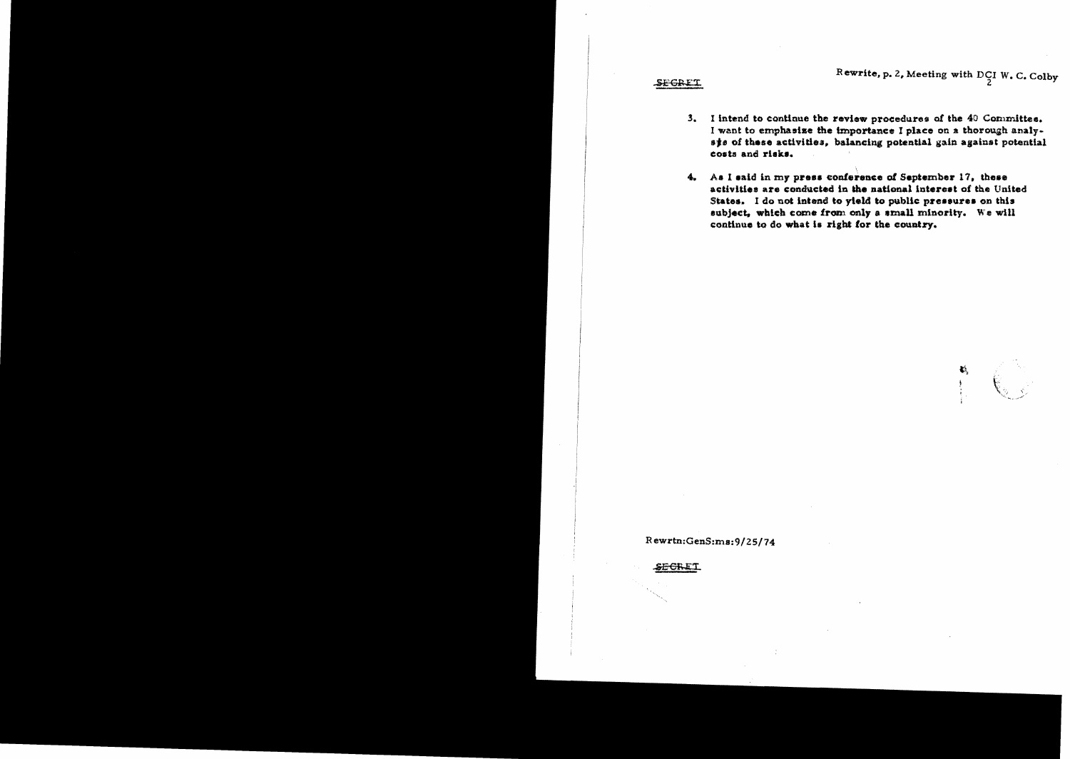~~SECRET~~

Rewrite, p. 2, Meeting with DCI W. C. Colby

3. I intend to continue the review procedures of the 40 Committee. I want to emphasize the importance I place on a thorough analysis of these activities, balancing potential gain against potential costs and risks.

4. As I said in my press conference of September 17, these activities are conducted in the national interest of the United States. I do not intend to yield to public pressures on this subject, which come from only a small minority. We will continue to do what is right for the country.

Rewrtn:GenS:ms:9/25/74

~~SECRET~~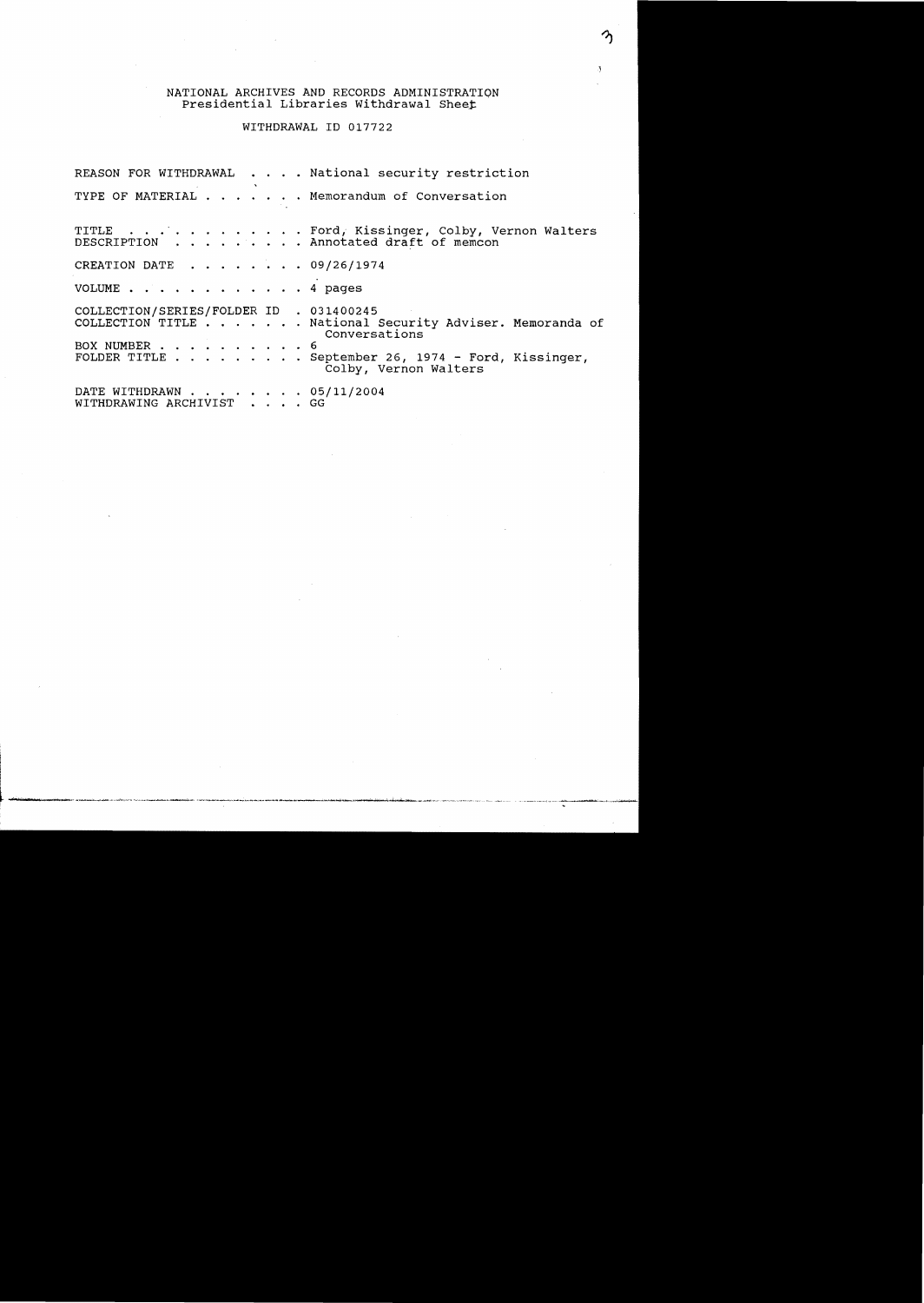NATIONAL ARCHIVES AND RECORDS ADMINISTRATION
Presidential Libraries Withdrawal Sheet

WITHDRAWAL ID 017722

REASON FOR WITHDRAWAL . . . . National security restriction

TYPE OF MATERIAL . . . . . . . Memorandum of Conversation

TITLE . . . . . . . . . . . . Ford, Kissinger, Colby, Vernon Walters
DESCRIPTION . . . . . . . . . Annotated draft of memcon

CREATION DATE . . . . . . . . 09/26/1974

VOLUME . . . . . . . . . . . . 4 pages

COLLECTION/SERIES/FOLDER ID . 031400245
COLLECTION TITLE . . . . . . . National Security Adviser. Memoranda of Conversations
BOX NUMBER . . . . . . . . . . 6
FOLDER TITLE . . . . . . . . . September 26, 1974 - Ford, Kissinger, Colby, Vernon Walters

DATE WITHDRAWN . . . . . . . . 05/11/2004
WITHDRAWING ARCHIVIST . . . . GG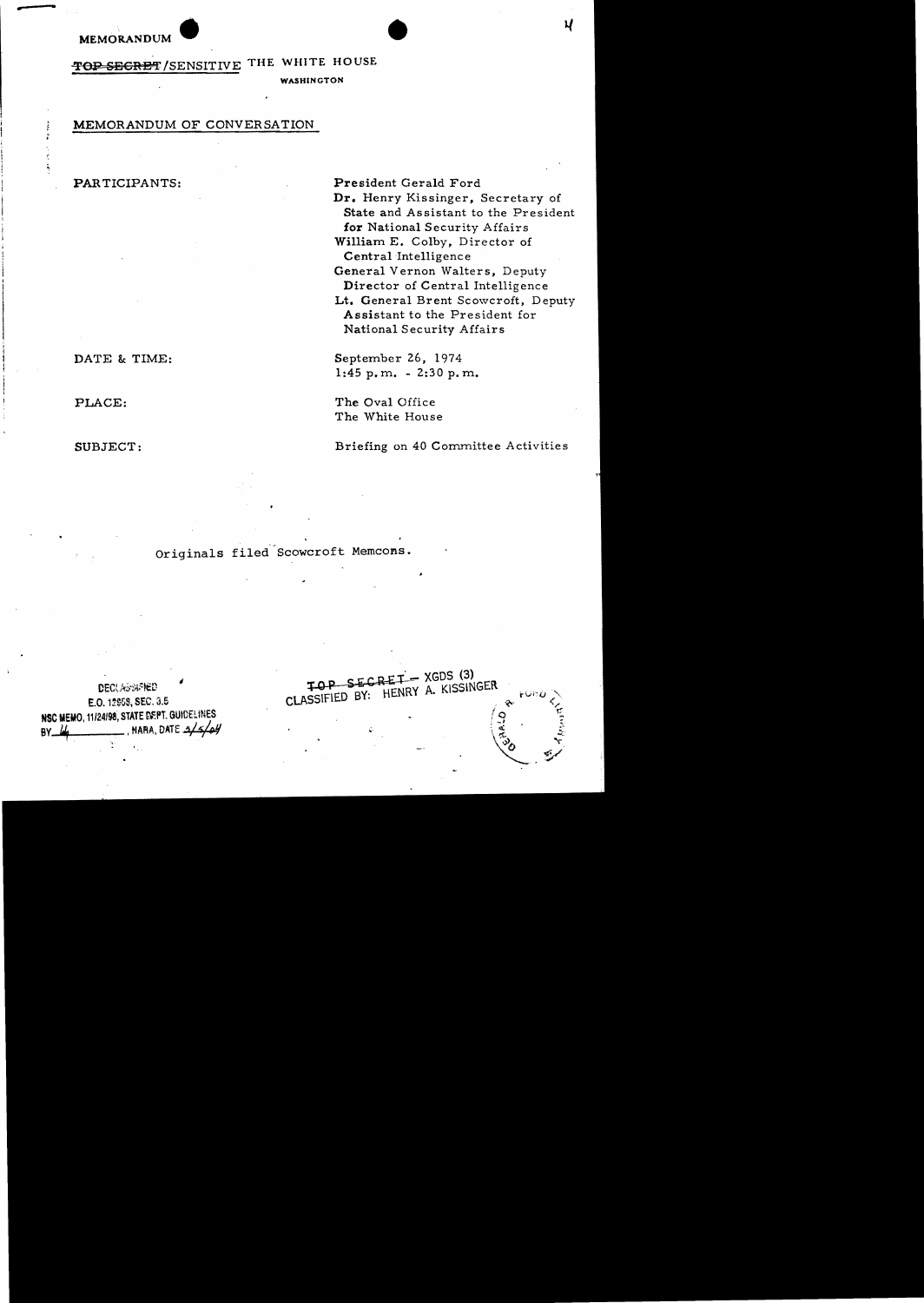MEMORANDUM

~~TOP SECRET~~/SENSITIVE THE WHITE HOUSE

WASHINGTON

MEMORANDUM OF CONVERSATION

PARTICIPANTS:

President Gerald Ford
Dr. Henry Kissinger, Secretary of State and Assistant to the President for National Security Affairs
William E. Colby, Director of Central Intelligence
General Vernon Walters, Deputy Director of Central Intelligence
Lt. General Brent Scowcroft, Deputy Assistant to the President for National Security Affairs

DATE & TIME:

September 26, 1974
1:45 p.m. - 2:30 p.m.

PLACE:

The Oval Office
The White House

SUBJECT:

Briefing on 40 Committee Activities

Originals filed Scowcroft Memcons.

DECLASSIFIED
E.O. 12958, SEC. 3.5
NSC MEMO, 11/24/98, STATE DEPT. GUIDELINES
BY ___, NARA, DATE 3/5/04

~~TOP SECRET~~ - XGDS (3)
CLASSIFIED BY: HENRY A. KISSINGER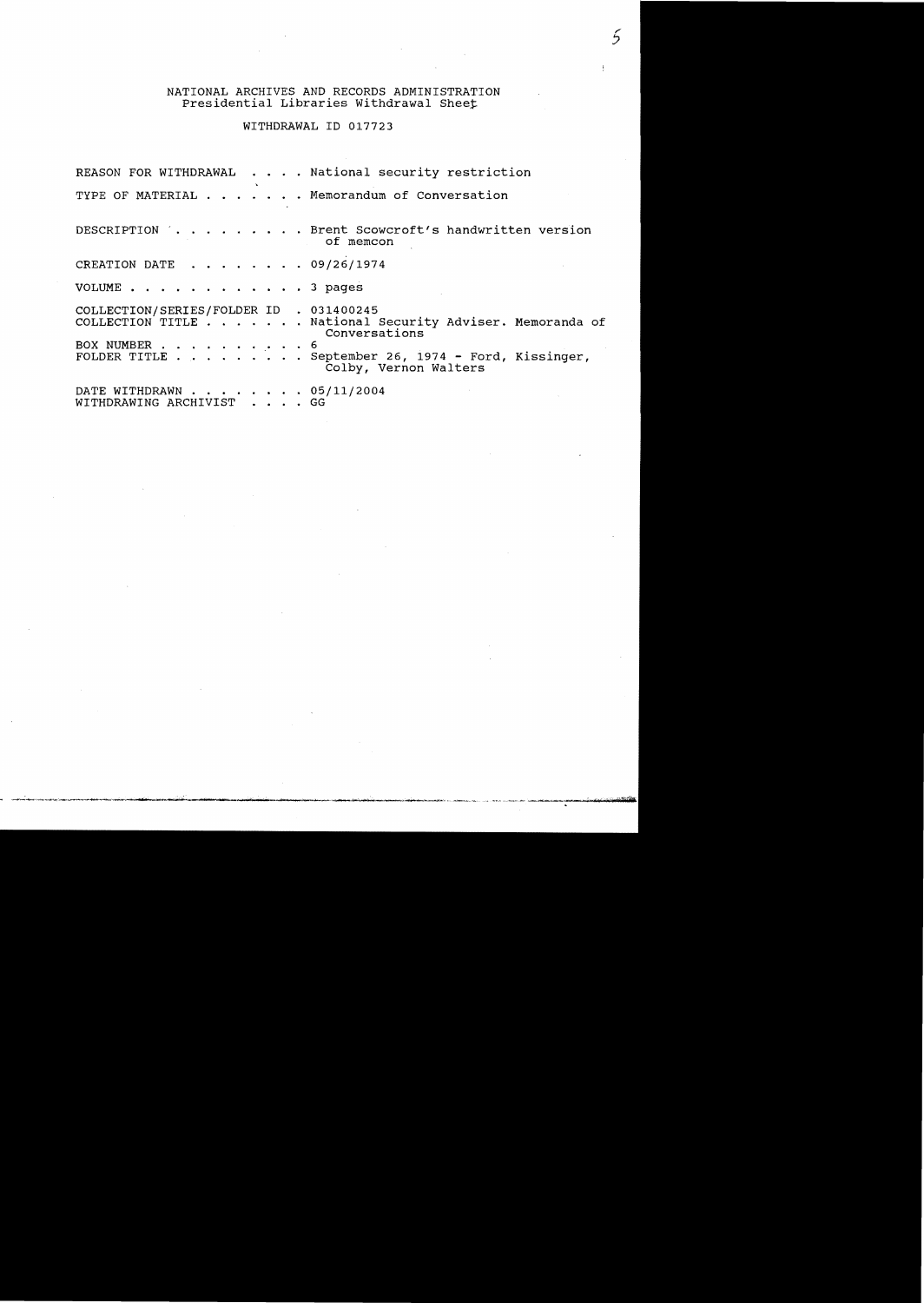NATIONAL ARCHIVES AND RECORDS ADMINISTRATION
Presidential Libraries Withdrawal Sheet

WITHDRAWAL ID 017723

REASON FOR WITHDRAWAL . . . . National security restriction

TYPE OF MATERIAL . . . . . . . Memorandum of Conversation

DESCRIPTION . . . . . . . . . Brent Scowcroft's handwritten version of memcon

CREATION DATE . . . . . . . . 09/26/1974

VOLUME . . . . . . . . . . . . 3 pages

COLLECTION/SERIES/FOLDER ID . 031400245
COLLECTION TITLE . . . . . . . National Security Adviser. Memoranda of Conversations
BOX NUMBER . . . . . . . . . . 6
FOLDER TITLE . . . . . . . . . September 26, 1974 - Ford, Kissinger, Colby, Vernon Walters

DATE WITHDRAWN . . . . . . . . 05/11/2004
WITHDRAWING ARCHIVIST . . . . GG